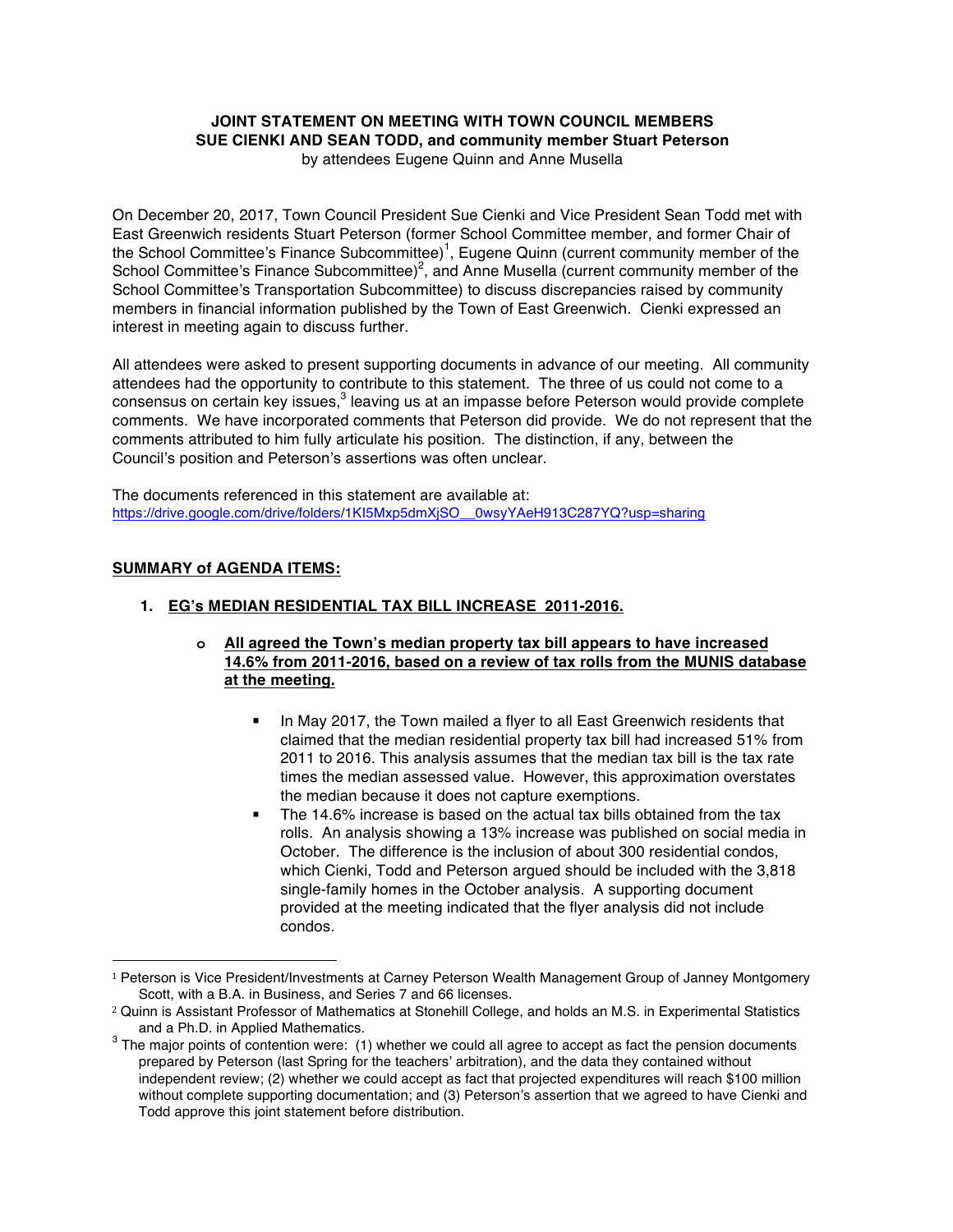**JOINT STATEMENT ON MEETING WITH TOWN COUNCIL MEMBERS SUE CIENKI AND SEAN TODD, and community member Stuart Peterson**

by attendees Eugene Quinn and Anne Musella

On December 20, 2017, Town Council President Sue Cienki and Vice President Sean Todd met with East Greenwich residents Stuart Peterson (former School Committee member, and former Chair of the School Committee's Finance Subcommittee)[1], Eugene Quinn (current community member of the School Committee's Finance Subcommittee)[2], and Anne Musella (current community member of the School Committee's Transportation Subcommittee) to discuss discrepancies raised by community members in financial information published by the Town of East Greenwich. Cienki expressed an interest in meeting again to discuss further.

All attendees were asked to present supporting documents in advance of our meeting. All community attendees had the opportunity to contribute to this statement. The three of us could not come to a consensus on certain key issues,[3] leaving us at an impasse before Peterson would provide complete comments. We have incorporated comments that Peterson did provide. We do not represent that the comments attributed to him fully articulate his position. The distinction, if any, between the Council's position and Peterson's assertions was often unclear.

The documents referenced in this statement are available at:
https://drive.google.com/drive/folders/1KI5Mxp5dmXjSO__0wsyYAeH913C287YQ?usp=sharing

**SUMMARY of AGENDA ITEMS:**

1. **EG's MEDIAN RESIDENTIAL TAX BILL INCREASE 2011-2016.**

   - **All agreed the Town's median property tax bill appears to have increased 14.6% from 2011-2016, based on a review of tax rolls from the MUNIS database at the meeting.**

     - In May 2017, the Town mailed a flyer to all East Greenwich residents that claimed that the median residential property tax bill had increased 51% from 2011 to 2016. This analysis assumes that the median tax bill is the tax rate times the median assessed value. However, this approximation overstates the median because it does not capture exemptions.
     - The 14.6% increase is based on the actual tax bills obtained from the tax rolls. An analysis showing a 13% increase was published on social media in October. The difference is the inclusion of about 300 residential condos, which Cienki, Todd and Peterson argued should be included with the 3,818 single-family homes in the October analysis. A supporting document provided at the meeting indicated that the flyer analysis did not include condos.

---

[1] Peterson is Vice President/Investments at Carney Peterson Wealth Management Group of Janney Montgomery Scott, with a B.A. in Business, and Series 7 and 66 licenses.

[2] Quinn is Assistant Professor of Mathematics at Stonehill College, and holds an M.S. in Experimental Statistics and a Ph.D. in Applied Mathematics.

[3] The major points of contention were: (1) whether we could all agree to accept as fact the pension documents prepared by Peterson (last Spring for the teachers' arbitration), and the data they contained without independent review; (2) whether we could accept as fact that projected expenditures will reach $100 million without complete supporting documentation; and (3) Peterson's assertion that we agreed to have Cienki and Todd approve this joint statement before distribution.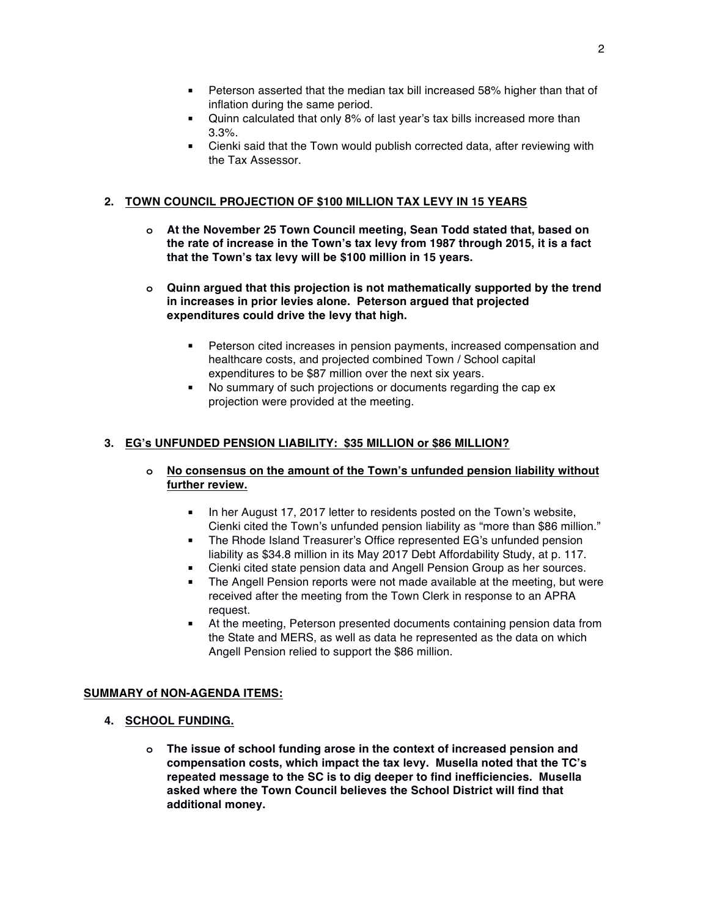- Peterson asserted that the median tax bill increased 58% higher than that of inflation during the same period.
- Quinn calculated that only 8% of last year's tax bills increased more than 3.3%.
- Cienki said that the Town would publish corrected data, after reviewing with the Tax Assessor.

## 2. TOWN COUNCIL PROJECTION OF $100 MILLION TAX LEVY IN 15 YEARS

- **At the November 25 Town Council meeting, Sean Todd stated that, based on the rate of increase in the Town's tax levy from 1987 through 2015, it is a fact that the Town's tax levy will be $100 million in 15 years.**

- **Quinn argued that this projection is not mathematically supported by the trend in increases in prior levies alone. Peterson argued that projected expenditures could drive the levy that high.**

    - Peterson cited increases in pension payments, increased compensation and healthcare costs, and projected combined Town / School capital expenditures to be $87 million over the next six years.
    - No summary of such projections or documents regarding the cap ex projection were provided at the meeting.

## 3. EG's UNFUNDED PENSION LIABILITY: $35 MILLION or $86 MILLION?

- **No consensus on the amount of the Town's unfunded pension liability without further review.**

    - In her August 17, 2017 letter to residents posted on the Town's website, Cienki cited the Town's unfunded pension liability as "more than $86 million."
    - The Rhode Island Treasurer's Office represented EG's unfunded pension liability as $34.8 million in its May 2017 Debt Affordability Study, at p. 117.
    - Cienki cited state pension data and Angell Pension Group as her sources.
    - The Angell Pension reports were not made available at the meeting, but were received after the meeting from the Town Clerk in response to an APRA request.
    - At the meeting, Peterson presented documents containing pension data from the State and MERS, as well as data he represented as the data on which Angell Pension relied to support the $86 million.

## SUMMARY of NON-AGENDA ITEMS:

## 4. SCHOOL FUNDING.

- **The issue of school funding arose in the context of increased pension and compensation costs, which impact the tax levy. Musella noted that the TC's repeated message to the SC is to dig deeper to find inefficiencies. Musella asked where the Town Council believes the School District will find that additional money.**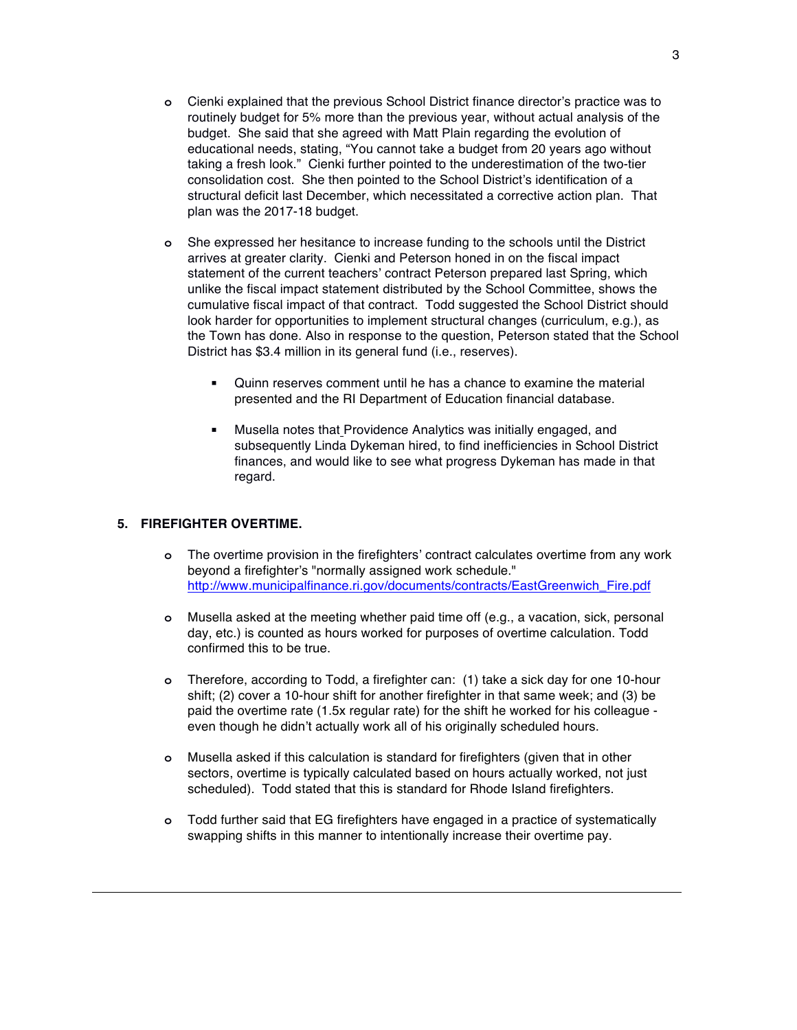- Cienki explained that the previous School District finance director's practice was to routinely budget for 5% more than the previous year, without actual analysis of the budget. She said that she agreed with Matt Plain regarding the evolution of educational needs, stating, "You cannot take a budget from 20 years ago without taking a fresh look." Cienki further pointed to the underestimation of the two-tier consolidation cost. She then pointed to the School District's identification of a structural deficit last December, which necessitated a corrective action plan. That plan was the 2017-18 budget.

- She expressed her hesitance to increase funding to the schools until the District arrives at greater clarity. Cienki and Peterson honed in on the fiscal impact statement of the current teachers' contract Peterson prepared last Spring, which unlike the fiscal impact statement distributed by the School Committee, shows the cumulative fiscal impact of that contract. Todd suggested the School District should look harder for opportunities to implement structural changes (curriculum, e.g.), as the Town has done. Also in response to the question, Peterson stated that the School District has $3.4 million in its general fund (i.e., reserves).

  - Quinn reserves comment until he has a chance to examine the material presented and the RI Department of Education financial database.

  - Musella notes that Providence Analytics was initially engaged, and subsequently Linda Dykeman hired, to find inefficiencies in School District finances, and would like to see what progress Dykeman has made in that regard.

## 5. FIREFIGHTER OVERTIME.

- The overtime provision in the firefighters' contract calculates overtime from any work beyond a firefighter's "normally assigned work schedule." http://www.municipalfinance.ri.gov/documents/contracts/EastGreenwich_Fire.pdf

- Musella asked at the meeting whether paid time off (e.g., a vacation, sick, personal day, etc.) is counted as hours worked for purposes of overtime calculation. Todd confirmed this to be true.

- Therefore, according to Todd, a firefighter can: (1) take a sick day for one 10-hour shift; (2) cover a 10-hour shift for another firefighter in that same week; and (3) be paid the overtime rate (1.5x regular rate) for the shift he worked for his colleague - even though he didn't actually work all of his originally scheduled hours.

- Musella asked if this calculation is standard for firefighters (given that in other sectors, overtime is typically calculated based on hours actually worked, not just scheduled). Todd stated that this is standard for Rhode Island firefighters.

- Todd further said that EG firefighters have engaged in a practice of systematically swapping shifts in this manner to intentionally increase their overtime pay.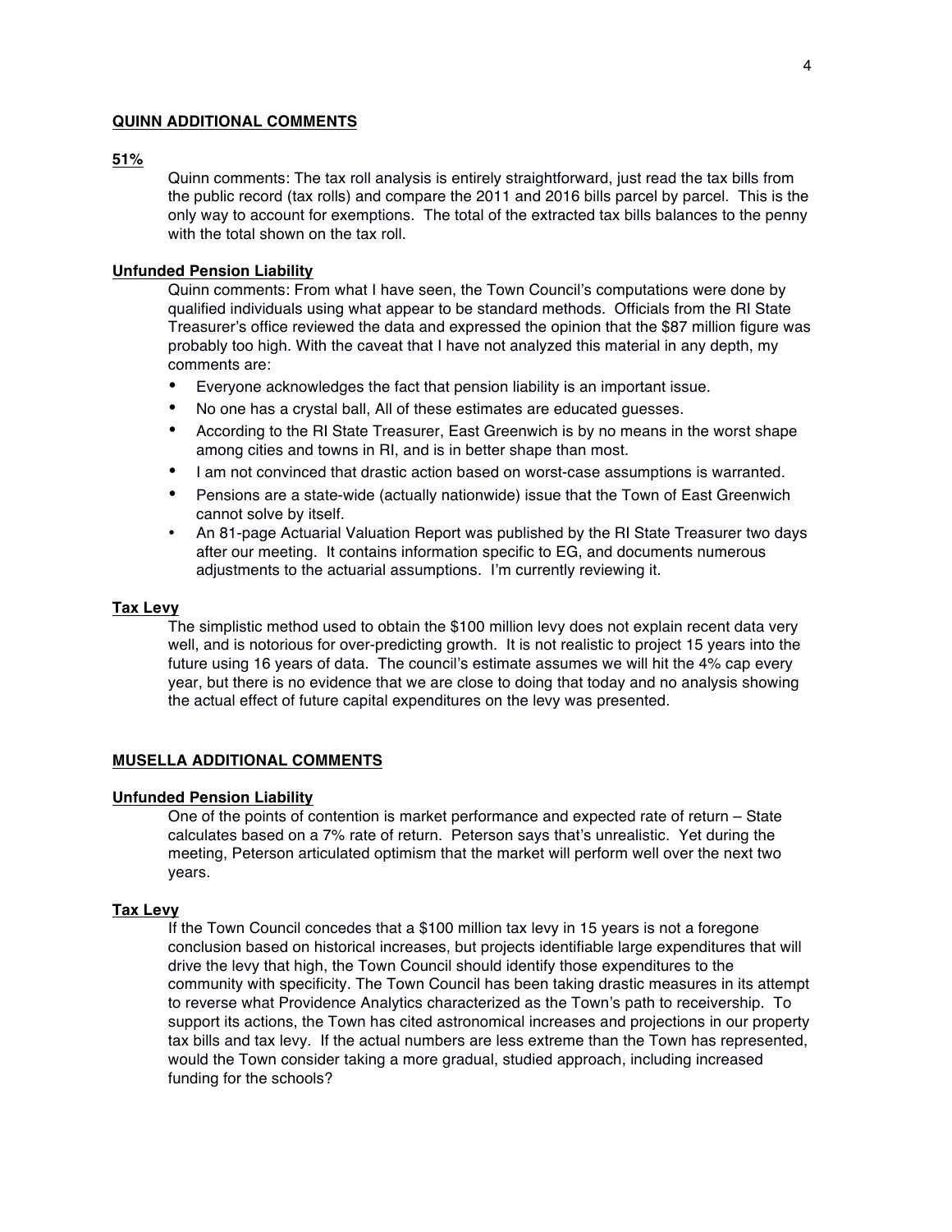## QUINN ADDITIONAL COMMENTS

### 51%

Quinn comments: The tax roll analysis is entirely straightforward, just read the tax bills from the public record (tax rolls) and compare the 2011 and 2016 bills parcel by parcel. This is the only way to account for exemptions. The total of the extracted tax bills balances to the penny with the total shown on the tax roll.

### Unfunded Pension Liability

Quinn comments: From what I have seen, the Town Council's computations were done by qualified individuals using what appear to be standard methods. Officials from the RI State Treasurer's office reviewed the data and expressed the opinion that the $87 million figure was probably too high. With the caveat that I have not analyzed this material in any depth, my comments are:

- Everyone acknowledges the fact that pension liability is an important issue.
- No one has a crystal ball, All of these estimates are educated guesses.
- According to the RI State Treasurer, East Greenwich is by no means in the worst shape among cities and towns in RI, and is in better shape than most.
- I am not convinced that drastic action based on worst-case assumptions is warranted.
- Pensions are a state-wide (actually nationwide) issue that the Town of East Greenwich cannot solve by itself.
- An 81-page Actuarial Valuation Report was published by the RI State Treasurer two days after our meeting. It contains information specific to EG, and documents numerous adjustments to the actuarial assumptions. I'm currently reviewing it.

### Tax Levy

The simplistic method used to obtain the $100 million levy does not explain recent data very well, and is notorious for over-predicting growth. It is not realistic to project 15 years into the future using 16 years of data. The council's estimate assumes we will hit the 4% cap every year, but there is no evidence that we are close to doing that today and no analysis showing the actual effect of future capital expenditures on the levy was presented.

## MUSELLA ADDITIONAL COMMENTS

### Unfunded Pension Liability

One of the points of contention is market performance and expected rate of return – State calculates based on a 7% rate of return. Peterson says that's unrealistic. Yet during the meeting, Peterson articulated optimism that the market will perform well over the next two years.

### Tax Levy

If the Town Council concedes that a $100 million tax levy in 15 years is not a foregone conclusion based on historical increases, but projects identifiable large expenditures that will drive the levy that high, the Town Council should identify those expenditures to the community with specificity. The Town Council has been taking drastic measures in its attempt to reverse what Providence Analytics characterized as the Town's path to receivership. To support its actions, the Town has cited astronomical increases and projections in our property tax bills and tax levy. If the actual numbers are less extreme than the Town has represented, would the Town consider taking a more gradual, studied approach, including increased funding for the schools?